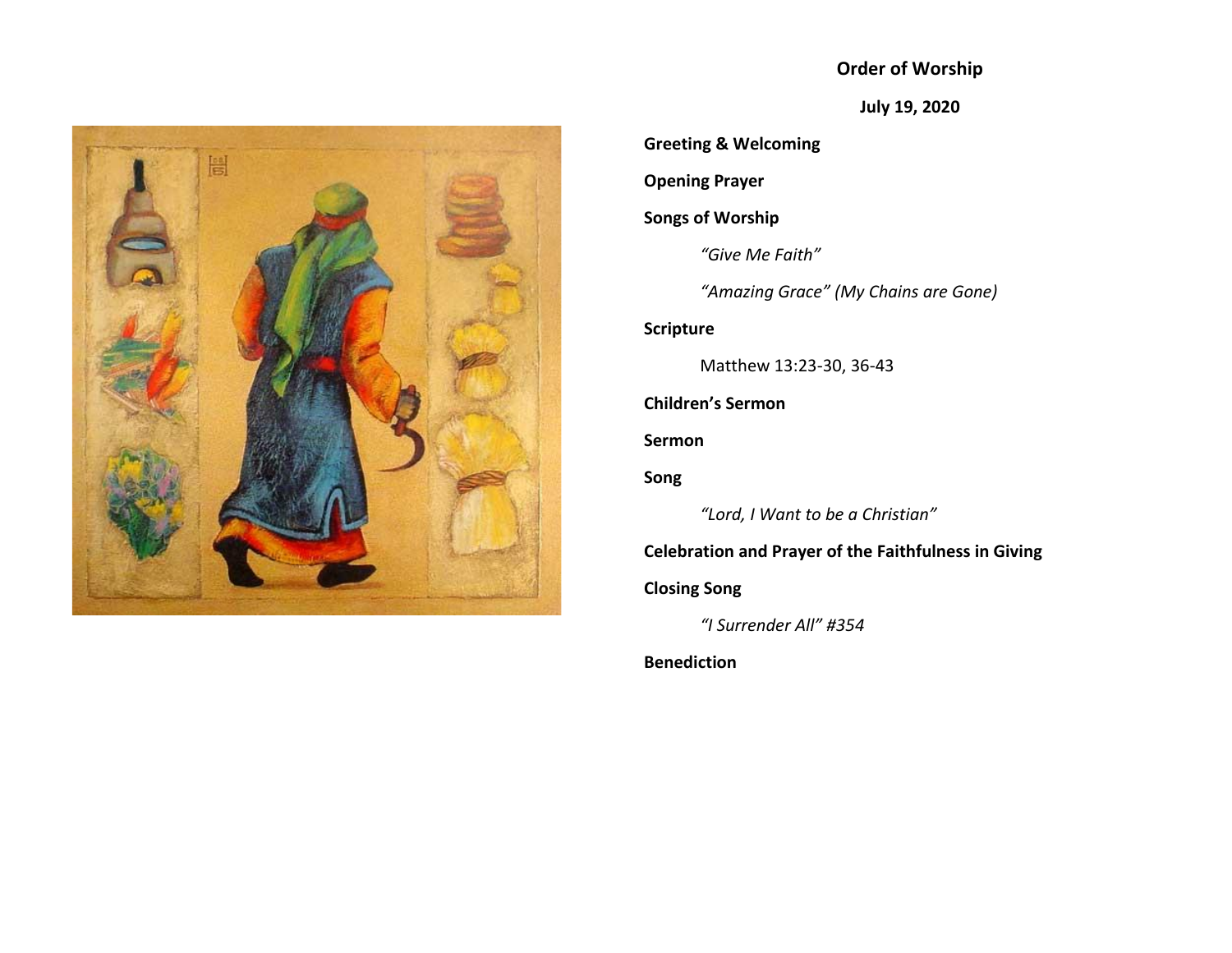# Order of Worship

**July 19, 2020**

**Greeting & Welcoming**

**Opening Prayer**

**Songs of Worship**

*"Give Me Faith"*

*"Amazing Grace" (My Chains are Gone)*

**Scripture**

Matthew 13:23-30, 36-43

**Children's Sermon**

**Sermon**

**Song**

*"Lord, I Want to be a Christian"*

**Celebration and Prayer of the Faithfulness in Giving**

**Closing Song**

*"I Surrender All" #354*

**Benediction**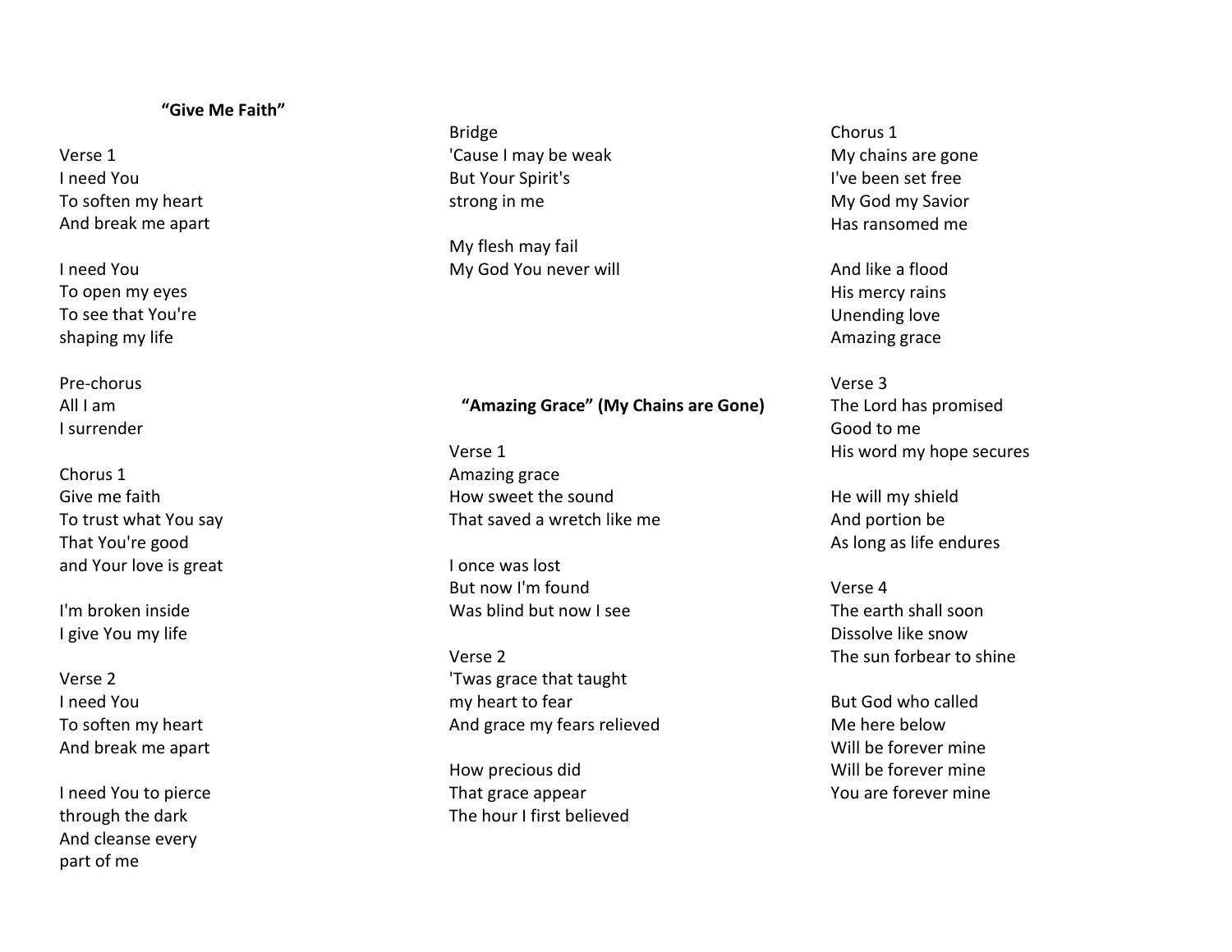### "Give Me Faith"

Verse 1
I need You
To soften my heart
And break me apart

I need You
To open my eyes
To see that You're
shaping my life

Pre-chorus
All I am
I surrender

Chorus 1
Give me faith
To trust what You say
That You're good
and Your love is great

I'm broken inside
I give You my life

Verse 2
I need You
To soften my heart
And break me apart

I need You to pierce
through the dark
And cleanse every
part of me

Bridge
'Cause I may be weak
But Your Spirit's
strong in me

My flesh may fail
My God You never will

### "Amazing Grace" (My Chains are Gone)

Verse 1
Amazing grace
How sweet the sound
That saved a wretch like me

I once was lost
But now I'm found
Was blind but now I see

Verse 2
'Twas grace that taught
my heart to fear
And grace my fears relieved

How precious did
That grace appear
The hour I first believed

Chorus 1
My chains are gone
I've been set free
My God my Savior
Has ransomed me

And like a flood
His mercy rains
Unending love
Amazing grace

Verse 3
The Lord has promised
Good to me
His word my hope secures

He will my shield
And portion be
As long as life endures

Verse 4
The earth shall soon
Dissolve like snow
The sun forbear to shine

But God who called
Me here below
Will be forever mine
Will be forever mine
You are forever mine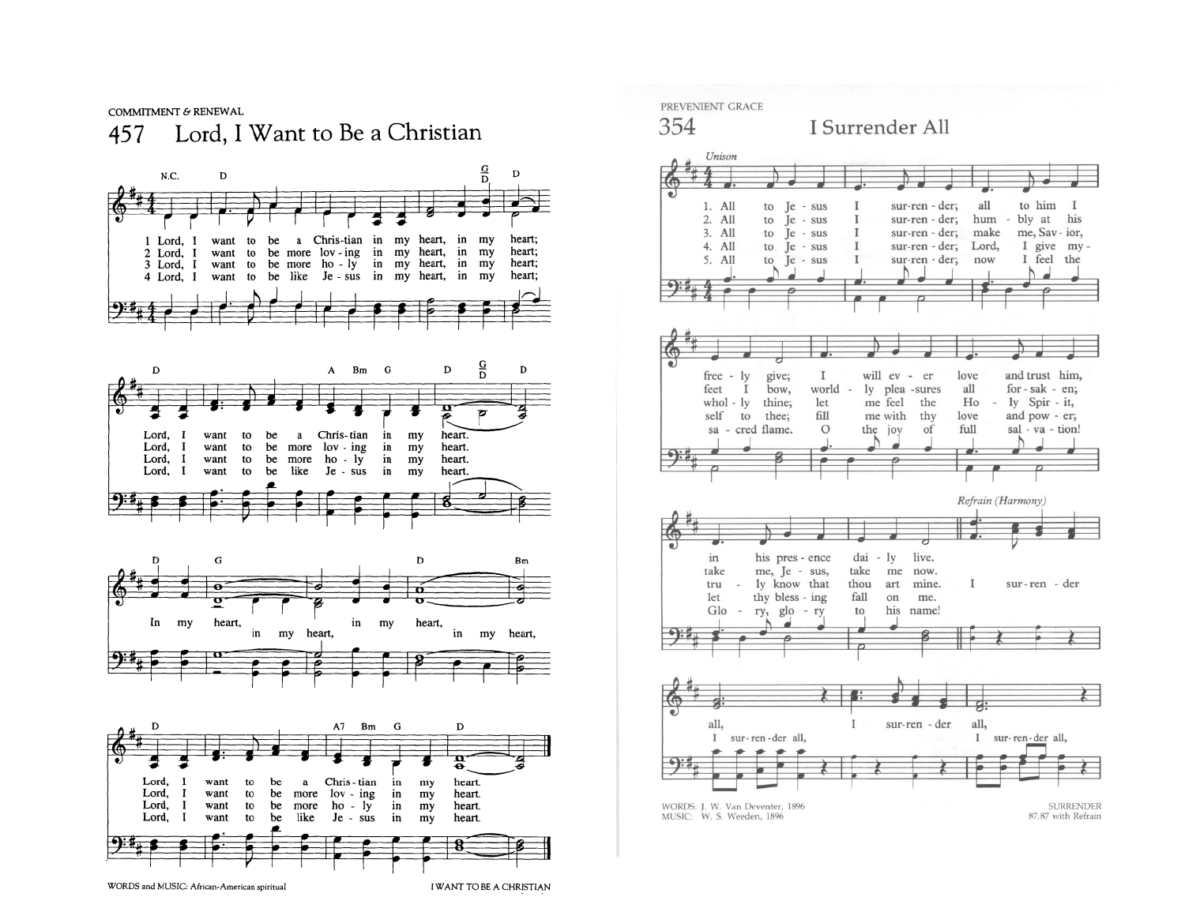COMMITMENT & RENEWAL

# 457 Lord, I Want to Be a Christian

N.C. D G/D D

1 Lord, I want to be a Chris-tian in my heart, in my heart;
2 Lord, I want to be more lov-ing in my heart, in my heart;
3 Lord, I want to be more ho-ly in my heart, in my heart;
4 Lord, I want to be like Je-sus in my heart, in my heart;

D A Bm G D G/D D

Lord, I want to be a Chris-tian in my heart.
Lord, I want to be more lov-ing in my heart.
Lord, I want to be more ho-ly in my heart.
Lord, I want to be like Je-sus in my heart.

D G D Bm

In my heart, in my heart, in my heart, in my heart,

D A7 Bm G D

Lord, I want to be a Chris-tian in my heart.
Lord, I want to be more lov-ing in my heart.
Lord, I want to be more ho-ly in my heart.
Lord, I want to be like Je-sus in my heart.

WORDS and MUSIC: African-American spiritual

I WANT TO BE A CHRISTIAN

PREVENIENT GRACE

# 354 I Surrender All

*Unison*

1. All to Je-sus I sur-ren-der; all to him I free-ly give; I will ev-er love and trust him, in his pres-ence dai-ly live.
2. All to Je-sus I sur-ren-der; hum-bly at his feet I bow, world-ly plea-sures all for-sak-en; take me, Je-sus, take me now.
3. All to Je-sus I sur-ren-der; make me, Sav-ior, whol-ly thine; let me feel the Ho-ly Spir-it, tru-ly know that thou art mine.
4. All to Je-sus I sur-ren-der; Lord, I give my-self to thee; fill me with thy love and pow-er; let thy bless-ing fall on me.
5. All to Je-sus I sur-ren-der; now I feel the sa-cred flame. O the joy of full sal-va-tion! Glo-ry, glo-ry to his name!

*Refrain (Harmony)*

I sur-ren-der all, I sur-ren-der all,
I sur-ren-der all, I sur-ren-der all,

WORDS: J. W. Van Deventer, 1896
MUSIC: W. S. Weeden, 1896

SURRENDER
87.87 with Refrain